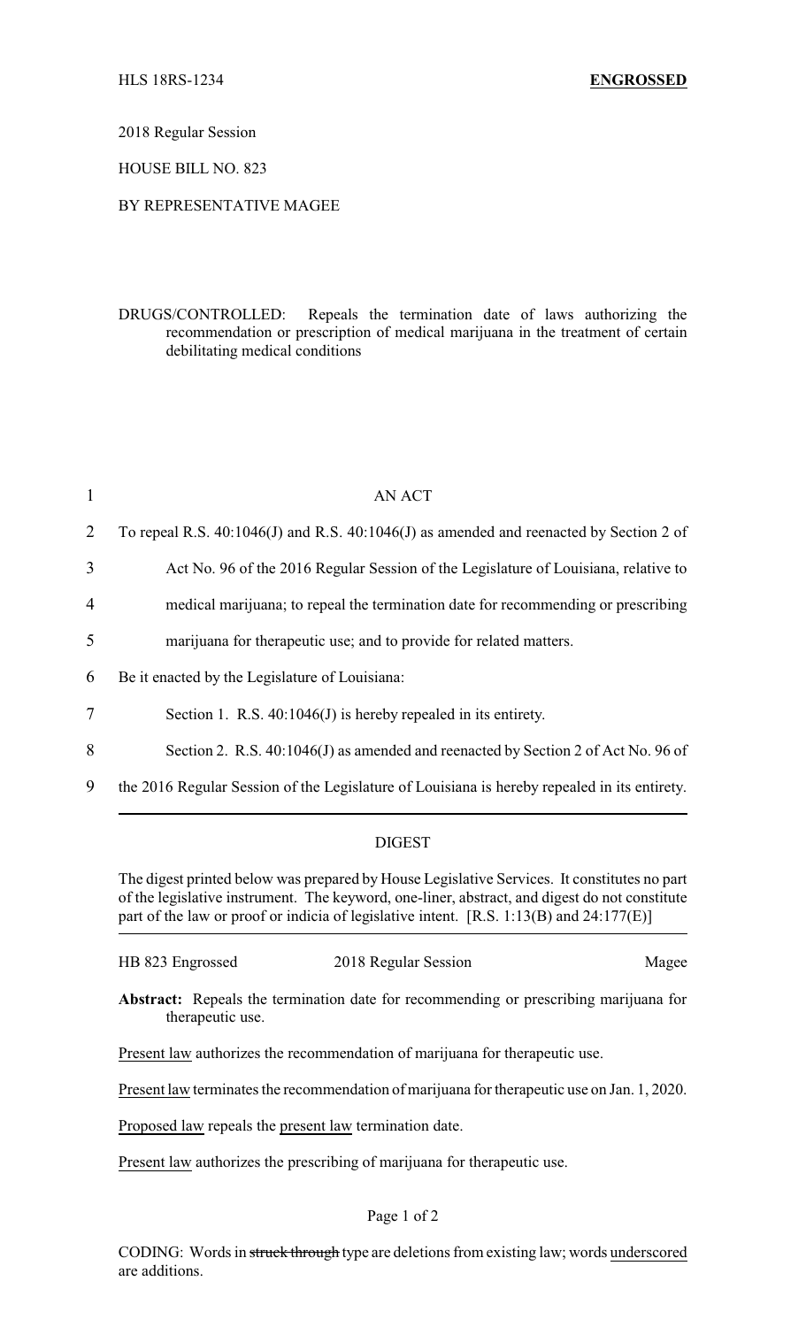HLS 18RS-1234 **ENGROSSED**

2018 Regular Session

HOUSE BILL NO. 823

BY REPRESENTATIVE MAGEE

DRUGS/CONTROLLED: Repeals the termination date of laws authorizing the recommendation or prescription of medical marijuana in the treatment of certain debilitating medical conditions

1 AN ACT

2 To repeal R.S. 40:1046(J) and R.S. 40:1046(J) as amended and reenacted by Section 2 of

3 Act No. 96 of the 2016 Regular Session of the Legislature of Louisiana, relative to

4 medical marijuana; to repeal the termination date for recommending or prescribing

5 marijuana for therapeutic use; and to provide for related matters.

6 Be it enacted by the Legislature of Louisiana:

7 Section 1. R.S. 40:1046(J) is hereby repealed in its entirety.

8 Section 2. R.S. 40:1046(J) as amended and reenacted by Section 2 of Act No. 96 of

9 the 2016 Regular Session of the Legislature of Louisiana is hereby repealed in its entirety.

---

## DIGEST

The digest printed below was prepared by House Legislative Services. It constitutes no part of the legislative instrument. The keyword, one-liner, abstract, and digest do not constitute part of the law or proof or indicia of legislative intent. [R.S. 1:13(B) and 24:177(E)]

| HB 823 Engrossed | 2018 Regular Session | Magee |
|---|---|---|

**Abstract:** Repeals the termination date for recommending or prescribing marijuana for therapeutic use.

<u>Present law</u> authorizes the recommendation of marijuana for therapeutic use.

<u>Present law</u> terminates the recommendation of marijuana for therapeutic use on Jan. 1, 2020.

<u>Proposed law</u> repeals the <u>present law</u> termination date.

<u>Present law</u> authorizes the prescribing of marijuana for therapeutic use.

CODING: Words in ~~struck through~~ type are deletions from existing law; words <u>underscored</u> are additions.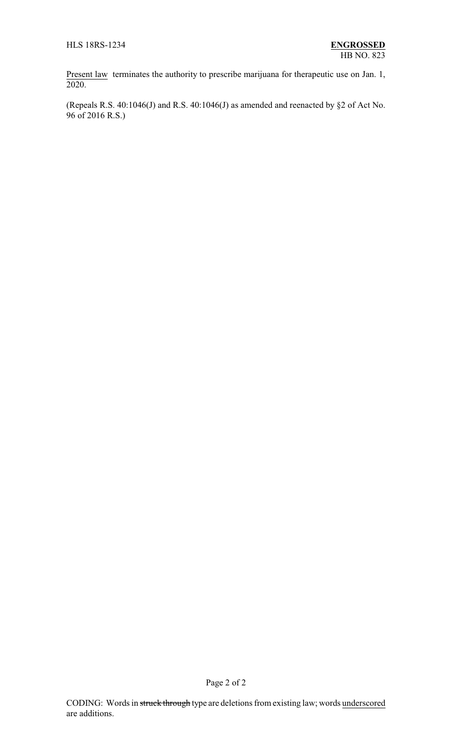Present law terminates the authority to prescribe marijuana for therapeutic use on Jan. 1, 2020.

(Repeals R.S. 40:1046(J) and R.S. 40:1046(J) as amended and reenacted by §2 of Act No. 96 of 2016 R.S.)

CODING: Words in ~~struck through~~ type are deletions from existing law; words underscored are additions.